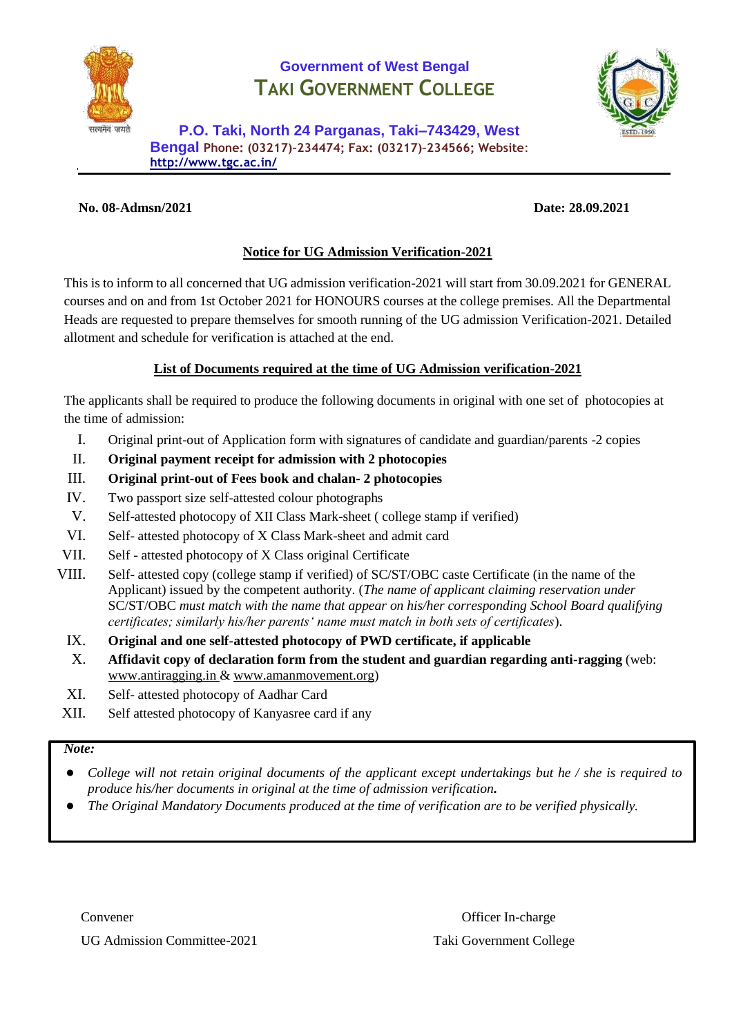# Government of West Bengal

# TAKI GOVERNMENT COLLEGE

**P.O. Taki, North 24 Parganas, Taki–743429, West Bengal** Phone: (03217)-234474; Fax: (03217)-234566; Website: http://www.tgc.ac.in/

**No. 08-Admsn/2021** **Date: 28.09.2021**

## Notice for UG Admission Verification-2021

This is to inform to all concerned that UG admission verification-2021 will start from 30.09.2021 for GENERAL courses and on and from 1st October 2021 for HONOURS courses at the college premises. All the Departmental Heads are requested to prepare themselves for smooth running of the UG admission Verification-2021. Detailed allotment and schedule for verification is attached at the end.

## List of Documents required at the time of UG Admission verification-2021

The applicants shall be required to produce the following documents in original with one set of photocopies at the time of admission:

I. Original print-out of Application form with signatures of candidate and guardian/parents -2 copies
II. **Original payment receipt for admission with 2 photocopies**
III. **Original print-out of Fees book and chalan- 2 photocopies**
IV. Two passport size self-attested colour photographs
V. Self-attested photocopy of XII Class Mark-sheet ( college stamp if verified)
VI. Self- attested photocopy of X Class Mark-sheet and admit card
VII. Self - attested photocopy of X Class original Certificate
VIII. Self- attested copy (college stamp if verified) of SC/ST/OBC caste Certificate (in the name of the Applicant) issued by the competent authority. (*The name of applicant claiming reservation under* SC/ST/OBC *must match with the name that appear on his/her corresponding School Board qualifying certificates; similarly his/her parents' name must match in both sets of certificates*).
IX. **Original and one self-attested photocopy of PWD certificate, if applicable**
X. **Affidavit copy of declaration form from the student and guardian regarding anti-ragging** (web: www.antiragging.in & www.amanmovement.org)
XI. Self- attested photocopy of Aadhar Card
XII. Self attested photocopy of Kanyasree card if any

***Note:***

- *College will not retain original documents of the applicant except undertakings but he / she is required to produce his/her documents in original at the time of admission verification.*
- *The Original Mandatory Documents produced at the time of verification are to be verified physically.*

Convener
UG Admission Committee-2021

Officer In-charge
Taki Government College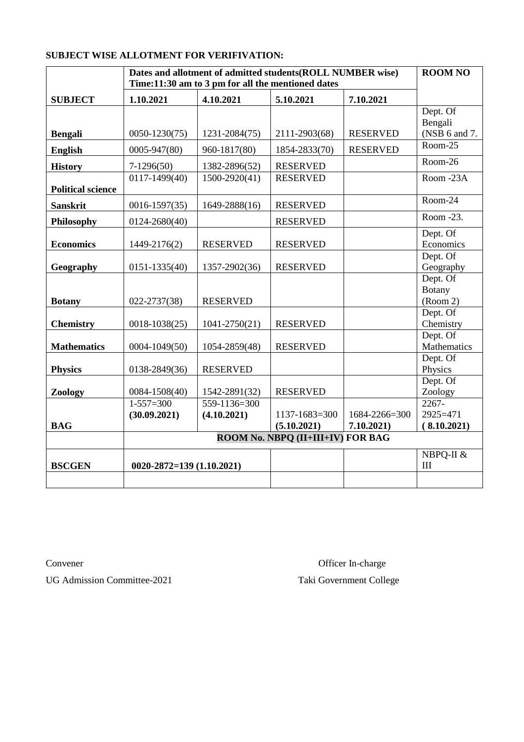**SUBJECT WISE ALLOTMENT FOR VERIFIVATION:**

| | Dates and allotment of admitted students(ROLL NUMBER wise) Time:11:30 am to 3 pm for all the mentioned dates | | | | ROOM NO |
|---|---|---|---|---|---|
| **SUBJECT** | **1.10.2021** | **4.10.2021** | **5.10.2021** | **7.10.2021** | |
| **Bengali** | 0050-1230(75) | 1231-2084(75) | 2111-2903(68) | RESERVED | Dept. Of Bengali (NSB 6 and 7. |
| **English** | 0005-947(80) | 960-1817(80) | 1854-2833(70) | RESERVED | Room-25 |
| **History** | 7-1296(50) | 1382-2896(52) | RESERVED | | Room-26 |
| **Political science** | 0117-1499(40) | 1500-2920(41) | RESERVED | | Room -23A |
| **Sanskrit** | 0016-1597(35) | 1649-2888(16) | RESERVED | | Room-24 |
| **Philosophy** | 0124-2680(40) | | RESERVED | | Room -23. |
| **Economics** | 1449-2176(2) | RESERVED | RESERVED | | Dept. Of Economics |
| **Geography** | 0151-1335(40) | 1357-2902(36) | RESERVED | | Dept. Of Geography |
| **Botany** | 022-2737(38) | RESERVED | | | Dept. Of Botany (Room 2) |
| **Chemistry** | 0018-1038(25) | 1041-2750(21) | RESERVED | | Dept. Of Chemistry |
| **Mathematics** | 0004-1049(50) | 1054-2859(48) | RESERVED | | Dept. Of Mathematics |
| **Physics** | 0138-2849(36) | RESERVED | | | Dept. Of Physics |
| **Zoology** | 0084-1508(40) | 1542-2891(32) | RESERVED | | Dept. Of Zoology |
| **BAG** | 1-557=300 **(30.09.2021)** | 559-1136=300 **(4.10.2021)** | 1137-1683=300 **(5.10.2021)** | 1684-2266=300 **7.10.2021)** | 2267-2925=471 **( 8.10.2021)** |
| | **ROOM No. NBPQ (II+III+IV) FOR BAG** | | | | |
| **BSCGEN** | **0020-2872=139 (1.10.2021)** | | | | NBPQ-II & III |
| | | | | | |

Convener

UG Admission Committee-2021

Officer In-charge

Taki Government College